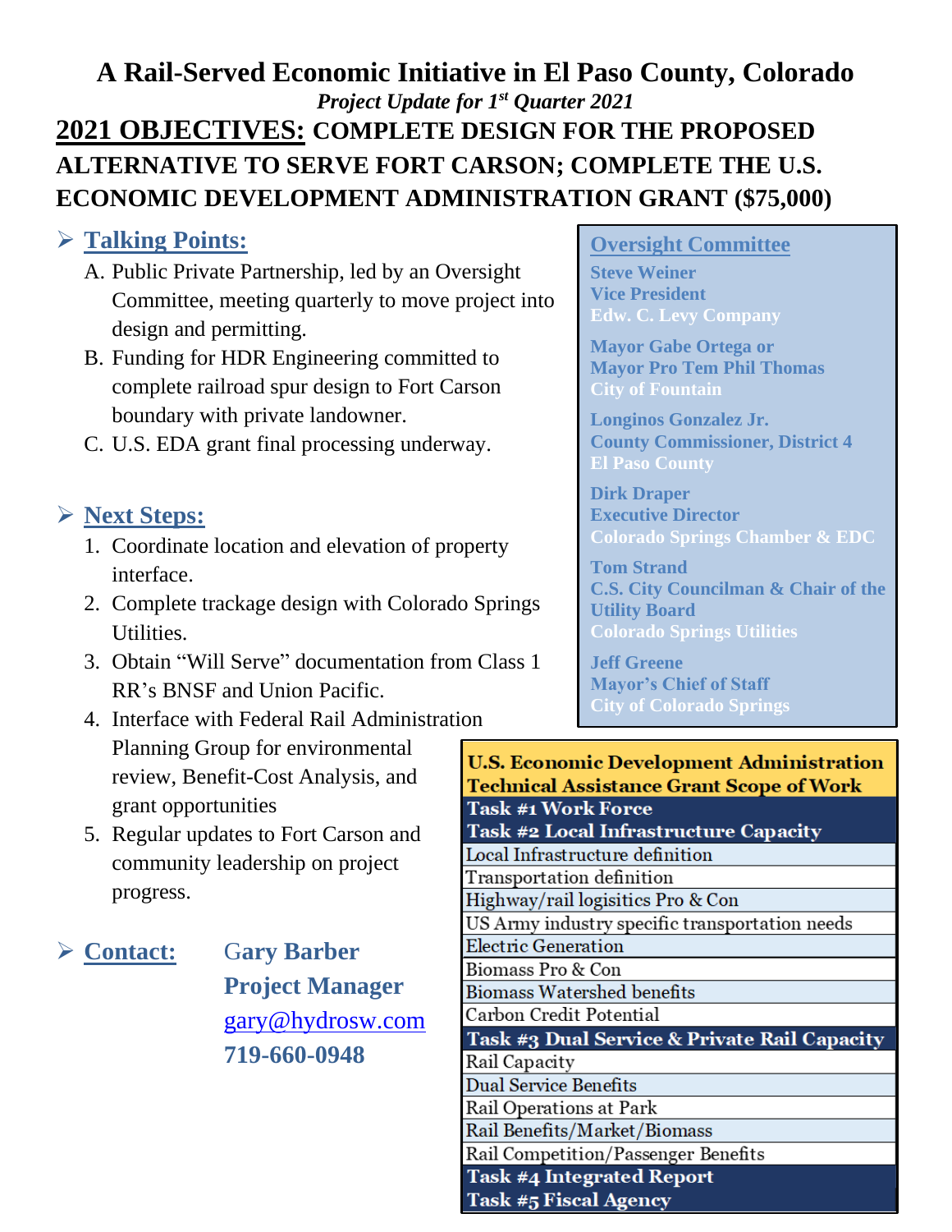# A Rail-Served Economic Initiative in El Paso County, Colorado

*Project Update for 1st Quarter 2021*

## 2021 OBJECTIVES: COMPLETE DESIGN FOR THE PROPOSED ALTERNATIVE TO SERVE FORT CARSON; COMPLETE THE U.S. ECONOMIC DEVELOPMENT ADMINISTRATION GRANT ($75,000)

### Talking Points:

A. Public Private Partnership, led by an Oversight Committee, meeting quarterly to move project into design and permitting.

B. Funding for HDR Engineering committed to complete railroad spur design to Fort Carson boundary with private landowner.

C. U.S. EDA grant final processing underway.

### Next Steps:

1. Coordinate location and elevation of property interface.
2. Complete trackage design with Colorado Springs Utilities.
3. Obtain "Will Serve" documentation from Class 1 RR's BNSF and Union Pacific.
4. Interface with Federal Rail Administration Planning Group for environmental review, Benefit-Cost Analysis, and grant opportunities
5. Regular updates to Fort Carson and community leadership on project progress.

### Contact:

**Gary Barber**
**Project Manager**
gary@hydrosw.com
**719-660-0948**

### Oversight Committee

**Steve Weiner**
**Vice President**
**Edw. C. Levy Company**

**Mayor Gabe Ortega or**
**Mayor Pro Tem Phil Thomas**
**City of Fountain**

**Longinos Gonzalez Jr.**
**County Commissioner, District 4**
**El Paso County**

**Dirk Draper**
**Executive Director**
**Colorado Springs Chamber & EDC**

**Tom Strand**
**C.S. City Councilman & Chair of the Utility Board**
**Colorado Springs Utilities**

**Jeff Greene**
**Mayor's Chief of Staff**
**City of Colorado Springs**

| U.S. Economic Development Administration Technical Assistance Grant Scope of Work |
|---|
| **Task #1 Work Force** |
| **Task #2 Local Infrastructure Capacity** |
| Local Infrastructure definition |
| Transportation definition |
| Highway/rail logisitics Pro & Con |
| US Army industry specific transportation needs |
| Electric Generation |
| Biomass Pro & Con |
| Biomass Watershed benefits |
| Carbon Credit Potential |
| **Task #3 Dual Service & Private Rail Capacity** |
| Rail Capacity |
| Dual Service Benefits |
| Rail Operations at Park |
| Rail Benefits/Market/Biomass |
| Rail Competition/Passenger Benefits |
| **Task #4 Integrated Report** |
| **Task #5 Fiscal Agency** |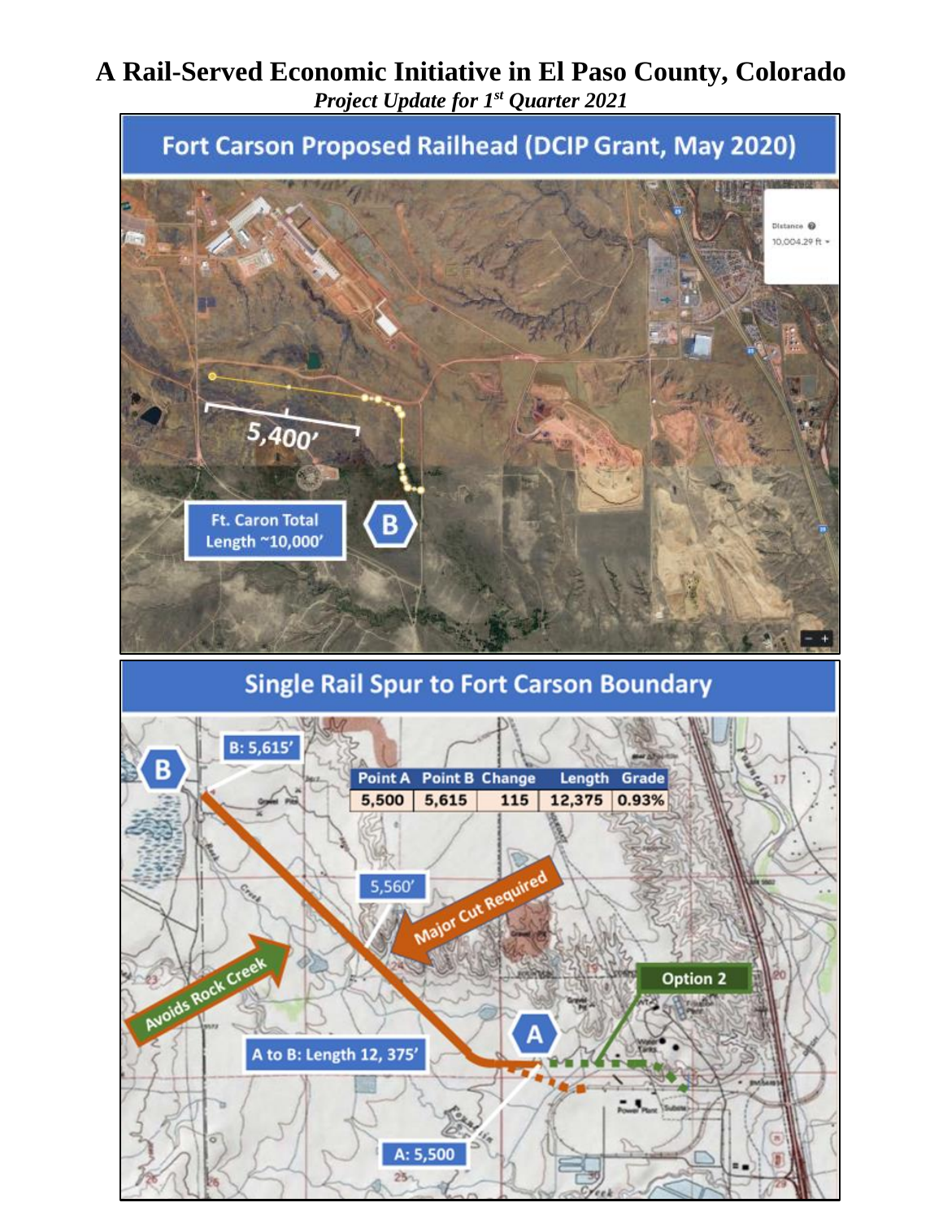# A Rail-Served Economic Initiative in El Paso County, Colorado

*Project Update for 1st Quarter 2021*

## Fort Carson Proposed Railhead (DCIP Grant, May 2020)

Distance
10,004.29 ft

5,400′

Ft. Caron Total Length ~10,000′

B

## Single Rail Spur to Fort Carson Boundary

B

B: 5,615′

| Point A | Point B | Change | Length | Grade |
|---|---|---|---|---|
| 5,500 | 5,615 | 115 | 12,375 | 0.93% |

5,560′

Major Cut Required

Avoids Rock Creek

Option 2

A

A to B: Length 12, 375′

A: 5,500